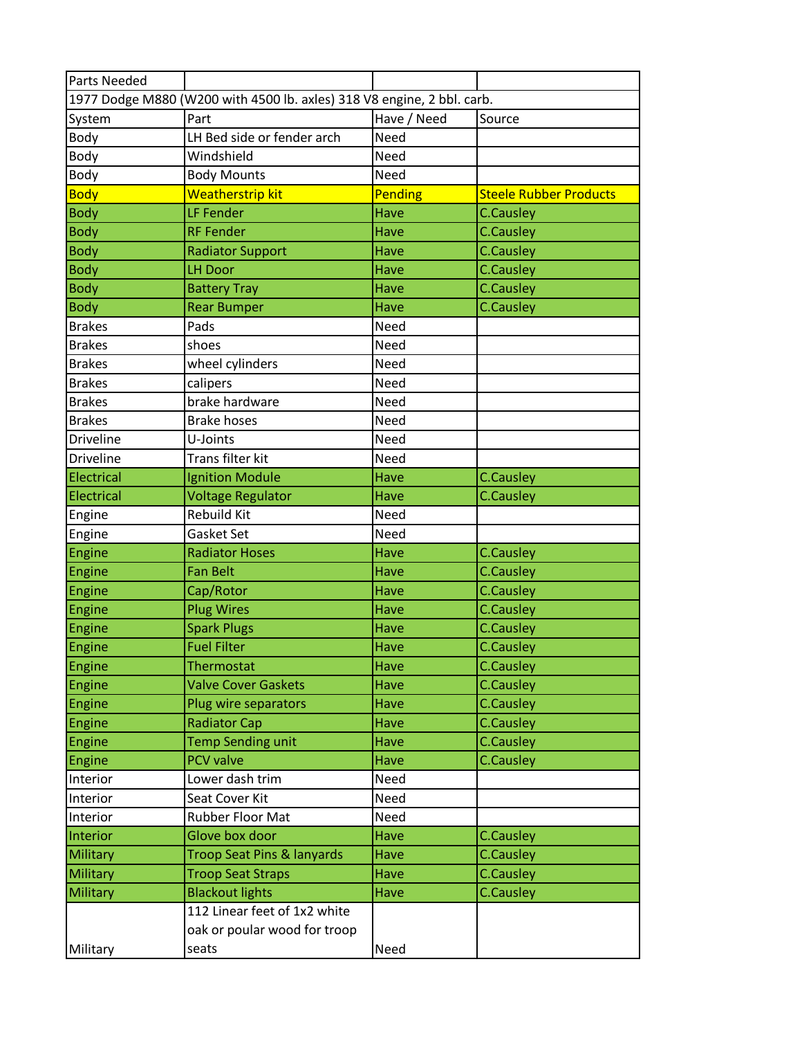| Parts Needed | | | |
|---|---|---|---|
| 1977 Dodge M880 (W200 with 4500 lb. axles) 318 V8 engine, 2 bbl. carb. | | | |
| System | Part | Have / Need | Source |
| Body | LH Bed side or fender arch | Need | |
| Body | Windshield | Need | |
| Body | Body Mounts | Need | |
| Body | Weatherstrip kit | Pending | Steele Rubber Products |
| Body | LF Fender | Have | C.Causley |
| Body | RF Fender | Have | C.Causley |
| Body | Radiator Support | Have | C.Causley |
| Body | LH Door | Have | C.Causley |
| Body | Battery Tray | Have | C.Causley |
| Body | Rear Bumper | Have | C.Causley |
| Brakes | Pads | Need | |
| Brakes | shoes | Need | |
| Brakes | wheel cylinders | Need | |
| Brakes | calipers | Need | |
| Brakes | brake hardware | Need | |
| Brakes | Brake hoses | Need | |
| Driveline | U-Joints | Need | |
| Driveline | Trans filter kit | Need | |
| Electrical | Ignition Module | Have | C.Causley |
| Electrical | Voltage Regulator | Have | C.Causley |
| Engine | Rebuild Kit | Need | |
| Engine | Gasket Set | Need | |
| Engine | Radiator Hoses | Have | C.Causley |
| Engine | Fan Belt | Have | C.Causley |
| Engine | Cap/Rotor | Have | C.Causley |
| Engine | Plug Wires | Have | C.Causley |
| Engine | Spark Plugs | Have | C.Causley |
| Engine | Fuel Filter | Have | C.Causley |
| Engine | Thermostat | Have | C.Causley |
| Engine | Valve Cover Gaskets | Have | C.Causley |
| Engine | Plug wire separators | Have | C.Causley |
| Engine | Radiator Cap | Have | C.Causley |
| Engine | Temp Sending unit | Have | C.Causley |
| Engine | PCV valve | Have | C.Causley |
| Interior | Lower dash trim | Need | |
| Interior | Seat Cover Kit | Need | |
| Interior | Rubber Floor Mat | Need | |
| Interior | Glove box door | Have | C.Causley |
| Military | Troop Seat Pins & lanyards | Have | C.Causley |
| Military | Troop Seat Straps | Have | C.Causley |
| Military | Blackout lights | Have | C.Causley |
| Military | 112 Linear feet of 1x2 white oak or poular wood for troop seats | Need | |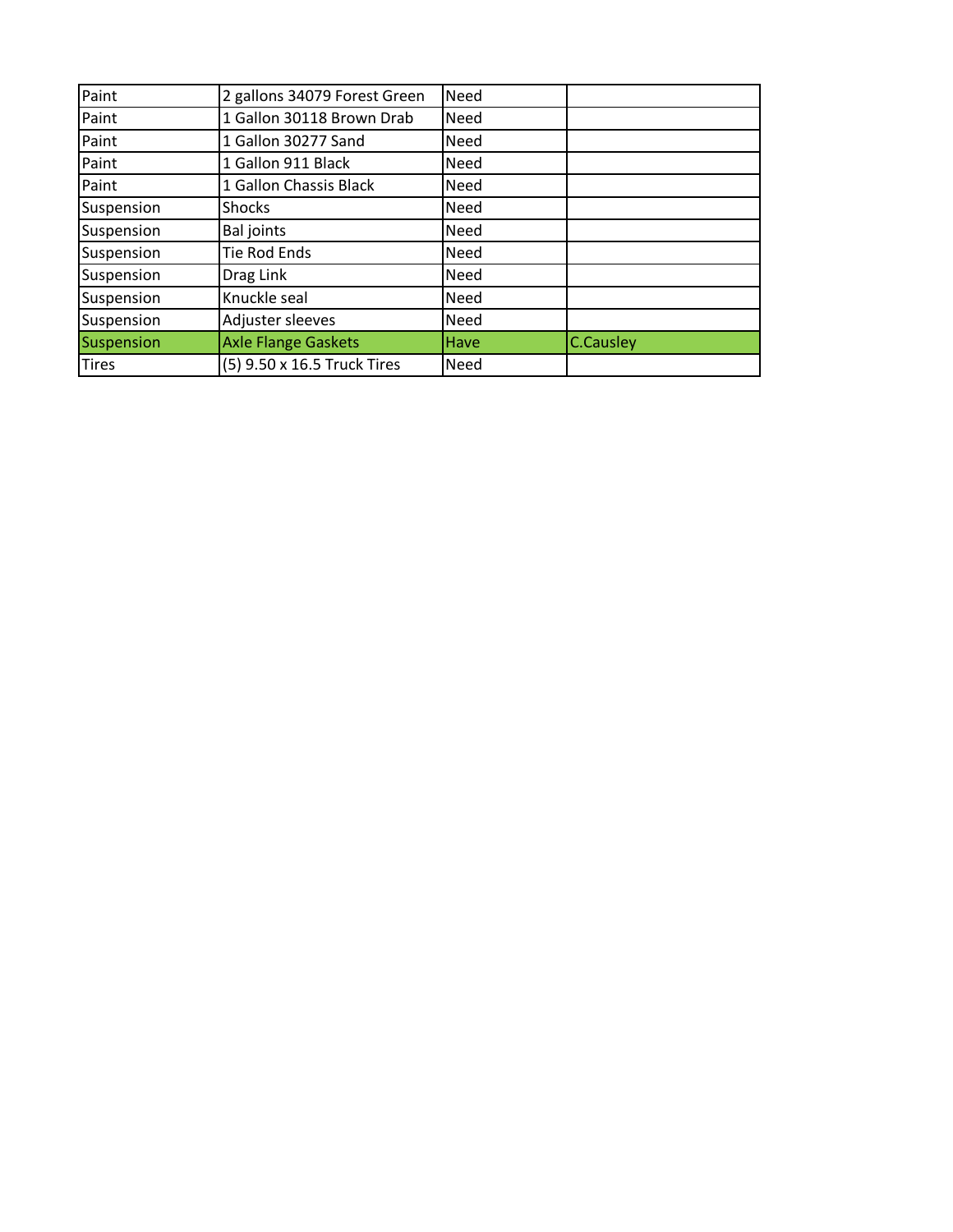| | | | |
|---|---|---|---|
| Paint | 2 gallons 34079 Forest Green | Need | |
| Paint | 1 Gallon 30118 Brown Drab | Need | |
| Paint | 1 Gallon 30277 Sand | Need | |
| Paint | 1 Gallon 911 Black | Need | |
| Paint | 1 Gallon Chassis Black | Need | |
| Suspension | Shocks | Need | |
| Suspension | Bal joints | Need | |
| Suspension | Tie Rod Ends | Need | |
| Suspension | Drag Link | Need | |
| Suspension | Knuckle seal | Need | |
| Suspension | Adjuster sleeves | Need | |
| Suspension | Axle Flange Gaskets | Have | C.Causley |
| Tires | (5) 9.50 x 16.5 Truck Tires | Need | |